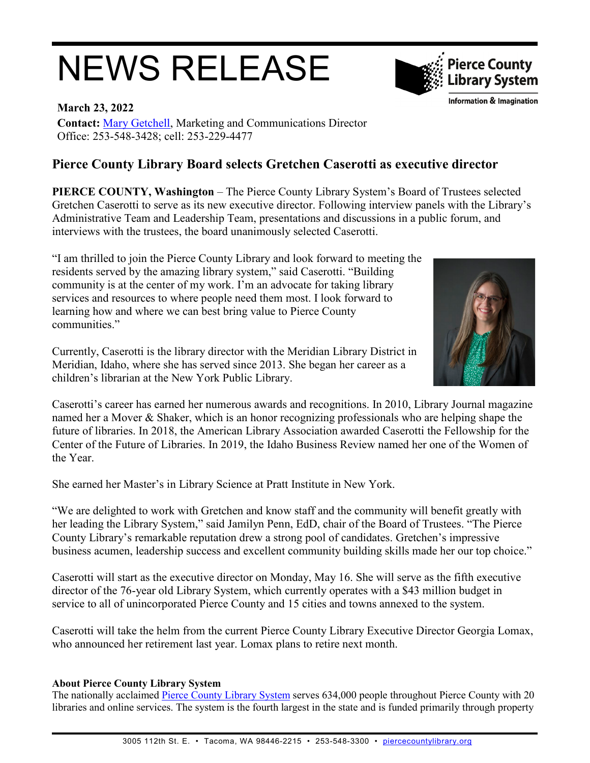# NEWS RELEASE

Pierce County Library System
Information & Imagination

**March 23, 2022**
**Contact:** Mary Getchell, Marketing and Communications Director
Office: 253-548-3428; cell: 253-229-4477

## Pierce County Library Board selects Gretchen Caserotti as executive director

**PIERCE COUNTY, Washington** – The Pierce County Library System's Board of Trustees selected Gretchen Caserotti to serve as its new executive director. Following interview panels with the Library's Administrative Team and Leadership Team, presentations and discussions in a public forum, and interviews with the trustees, the board unanimously selected Caserotti.

"I am thrilled to join the Pierce County Library and look forward to meeting the residents served by the amazing library system," said Caserotti. "Building community is at the center of my work. I'm an advocate for taking library services and resources to where people need them most. I look forward to learning how and where we can best bring value to Pierce County communities."

Currently, Caserotti is the library director with the Meridian Library District in Meridian, Idaho, where she has served since 2013. She began her career as a children's librarian at the New York Public Library.

Caserotti's career has earned her numerous awards and recognitions. In 2010, Library Journal magazine named her a Mover & Shaker, which is an honor recognizing professionals who are helping shape the future of libraries. In 2018, the American Library Association awarded Caserotti the Fellowship for the Center of the Future of Libraries. In 2019, the Idaho Business Review named her one of the Women of the Year.

She earned her Master's in Library Science at Pratt Institute in New York.

"We are delighted to work with Gretchen and know staff and the community will benefit greatly with her leading the Library System," said Jamilyn Penn, EdD, chair of the Board of Trustees. "The Pierce County Library's remarkable reputation drew a strong pool of candidates. Gretchen's impressive business acumen, leadership success and excellent community building skills made her our top choice."

Caserotti will start as the executive director on Monday, May 16. She will serve as the fifth executive director of the 76-year old Library System, which currently operates with a $43 million budget in service to all of unincorporated Pierce County and 15 cities and towns annexed to the system.

Caserotti will take the helm from the current Pierce County Library Executive Director Georgia Lomax, who announced her retirement last year. Lomax plans to retire next month.

**About Pierce County Library System**
The nationally acclaimed Pierce County Library System serves 634,000 people throughout Pierce County with 20 libraries and online services. The system is the fourth largest in the state and is funded primarily through property

3005 112th St. E. • Tacoma, WA 98446-2215 • 253-548-3300 • piercecountylibrary.org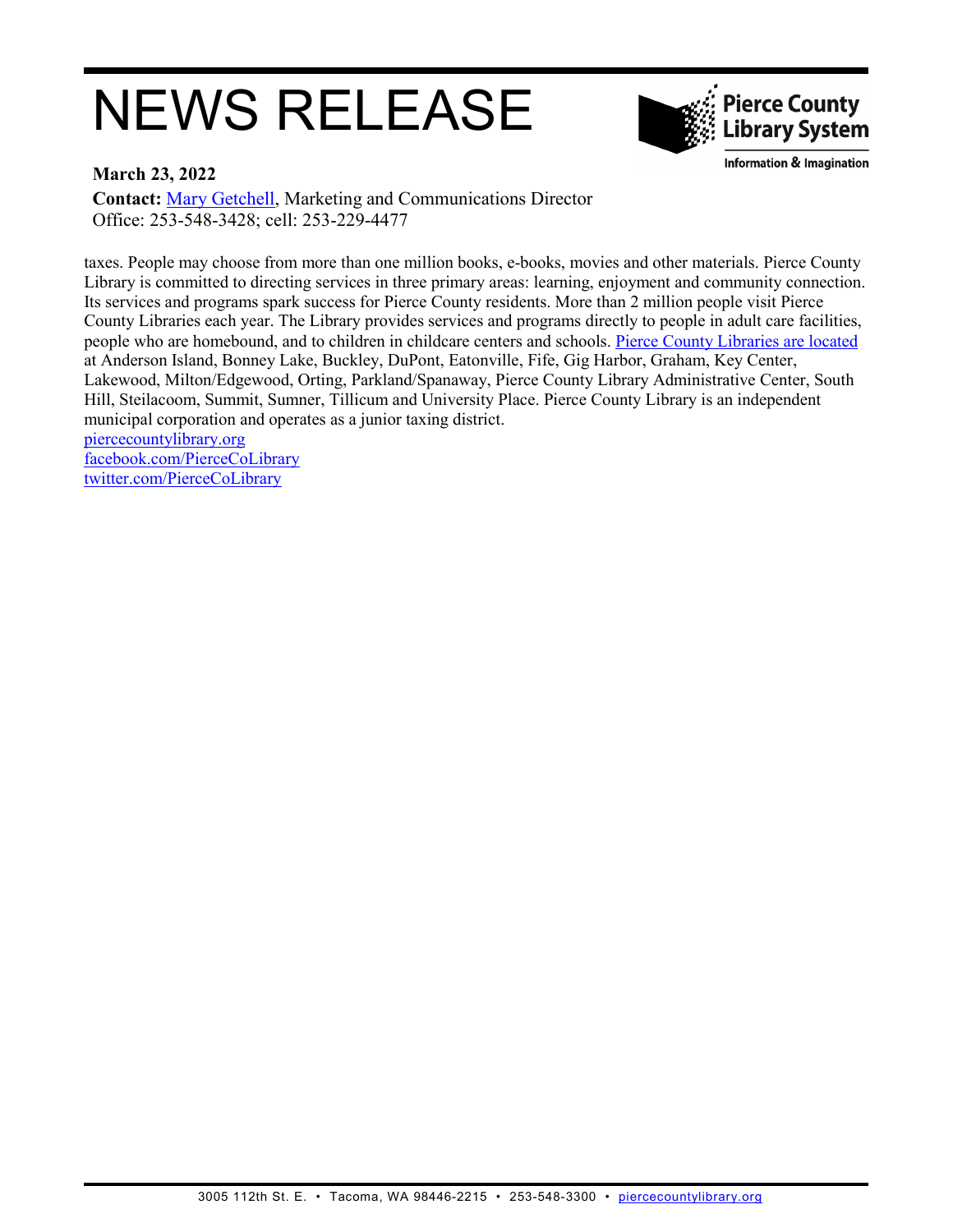# NEWS RELEASE

Pierce County Library System

Information & Imagination

**March 23, 2022**

**Contact:** [Mary Getchell](), Marketing and Communications Director
Office: 253-548-3428; cell: 253-229-4477

taxes. People may choose from more than one million books, e-books, movies and other materials. Pierce County Library is committed to directing services in three primary areas: learning, enjoyment and community connection. Its services and programs spark success for Pierce County residents. More than 2 million people visit Pierce County Libraries each year. The Library provides services and programs directly to people in adult care facilities, people who are homebound, and to children in childcare centers and schools. [Pierce County Libraries are located]() at Anderson Island, Bonney Lake, Buckley, DuPont, Eatonville, Fife, Gig Harbor, Graham, Key Center, Lakewood, Milton/Edgewood, Orting, Parkland/Spanaway, Pierce County Library Administrative Center, South Hill, Steilacoom, Summit, Sumner, Tillicum and University Place. Pierce County Library is an independent municipal corporation and operates as a junior taxing district.

[piercecountylibrary.org]()
[facebook.com/PierceCoLibrary]()
[twitter.com/PierceCoLibrary]()